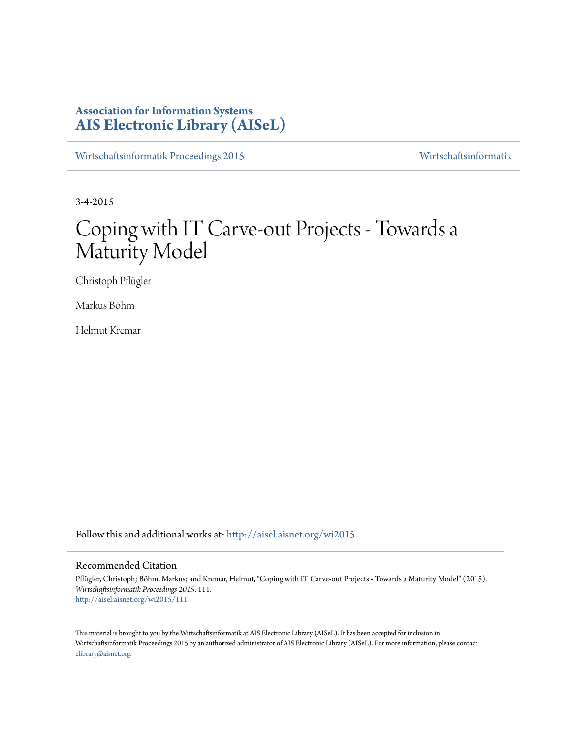**Association for Information Systems**
**AIS Electronic Library (AISeL)**

Wirtschaftsinformatik Proceedings 2015 | Wirtschaftsinformatik

3-4-2015

# Coping with IT Carve-out Projects - Towards a Maturity Model

Christoph Pflügler

Markus Böhm

Helmut Krcmar

Follow this and additional works at: http://aisel.aisnet.org/wi2015

## Recommended Citation

Pflügler, Christoph; Böhm, Markus; and Krcmar, Helmut, "Coping with IT Carve-out Projects - Towards a Maturity Model" (2015). *Wirtschaftsinformatik Proceedings 2015*. 111.
http://aisel.aisnet.org/wi2015/111

This material is brought to you by the Wirtschaftsinformatik at AIS Electronic Library (AISeL). It has been accepted for inclusion in Wirtschaftsinformatik Proceedings 2015 by an authorized administrator of AIS Electronic Library (AISeL). For more information, please contact elibrary@aisnet.org.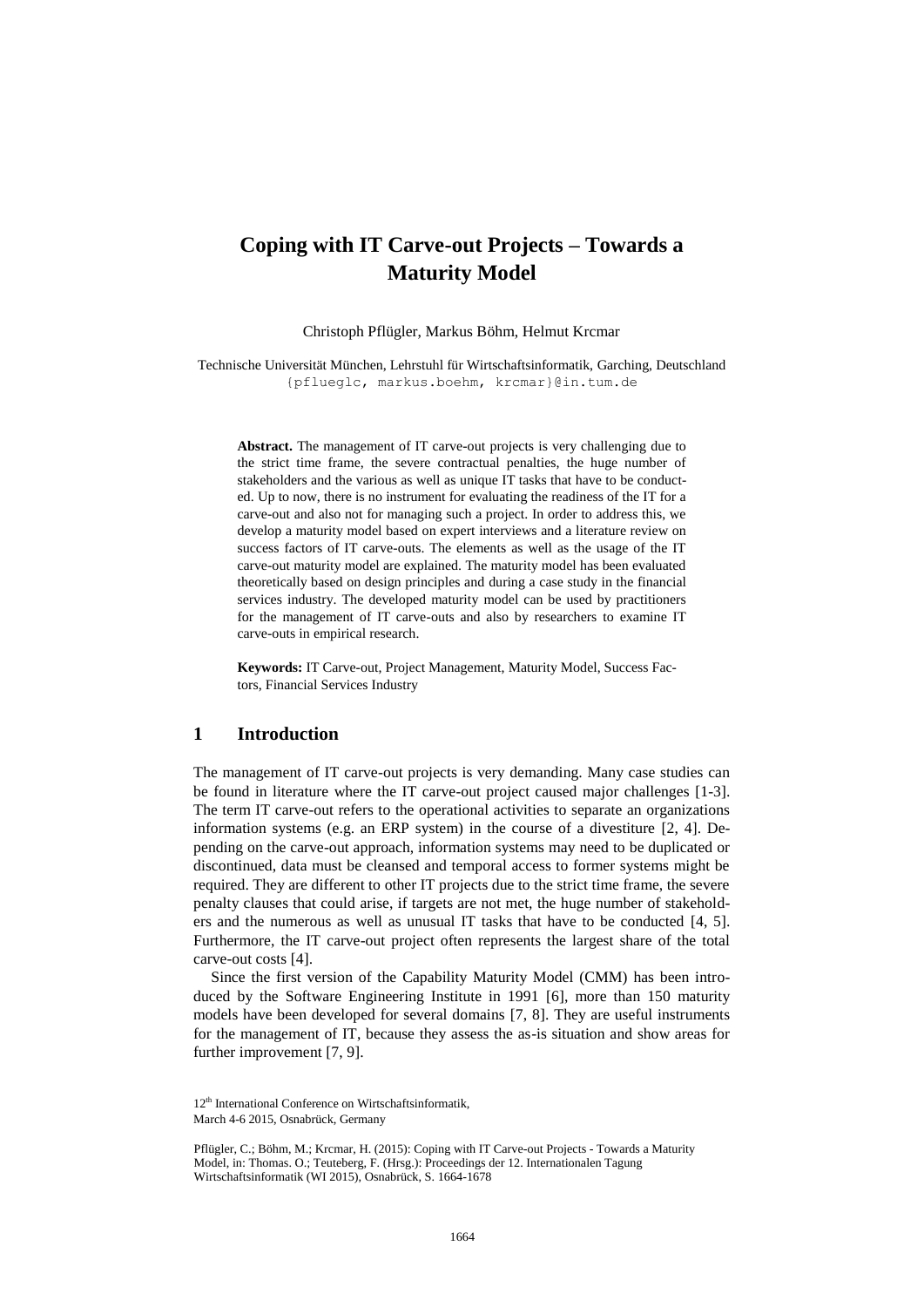# Coping with IT Carve-out Projects – Towards a Maturity Model

Christoph Pflügler, Markus Böhm, Helmut Krcmar

Technische Universität München, Lehrstuhl für Wirtschaftsinformatik, Garching, Deutschland
{pflueglc, markus.boehm, krcmar}@in.tum.de

**Abstract.** The management of IT carve-out projects is very challenging due to the strict time frame, the severe contractual penalties, the huge number of stakeholders and the various as well as unique IT tasks that have to be conducted. Up to now, there is no instrument for evaluating the readiness of the IT for a carve-out and also not for managing such a project. In order to address this, we develop a maturity model based on expert interviews and a literature review on success factors of IT carve-outs. The elements as well as the usage of the IT carve-out maturity model are explained. The maturity model has been evaluated theoretically based on design principles and during a case study in the financial services industry. The developed maturity model can be used by practitioners for the management of IT carve-outs and also by researchers to examine IT carve-outs in empirical research.

**Keywords:** IT Carve-out, Project Management, Maturity Model, Success Factors, Financial Services Industry

## 1 Introduction

The management of IT carve-out projects is very demanding. Many case studies can be found in literature where the IT carve-out project caused major challenges [1-3]. The term IT carve-out refers to the operational activities to separate an organizations information systems (e.g. an ERP system) in the course of a divestiture [2, 4]. Depending on the carve-out approach, information systems may need to be duplicated or discontinued, data must be cleansed and temporal access to former systems might be required. They are different to other IT projects due to the strict time frame, the severe penalty clauses that could arise, if targets are not met, the huge number of stakeholders and the numerous as well as unusual IT tasks that have to be conducted [4, 5]. Furthermore, the IT carve-out project often represents the largest share of the total carve-out costs [4].

Since the first version of the Capability Maturity Model (CMM) has been introduced by the Software Engineering Institute in 1991 [6], more than 150 maturity models have been developed for several domains [7, 8]. They are useful instruments for the management of IT, because they assess the as-is situation and show areas for further improvement [7, 9].

12th International Conference on Wirtschaftsinformatik,
March 4-6 2015, Osnabrück, Germany

Pflügler, C.; Böhm, M.; Krcmar, H. (2015): Coping with IT Carve-out Projects - Towards a Maturity Model, in: Thomas. O.; Teuteberg, F. (Hrsg.): Proceedings der 12. Internationalen Tagung Wirtschaftsinformatik (WI 2015), Osnabrück, S. 1664-1678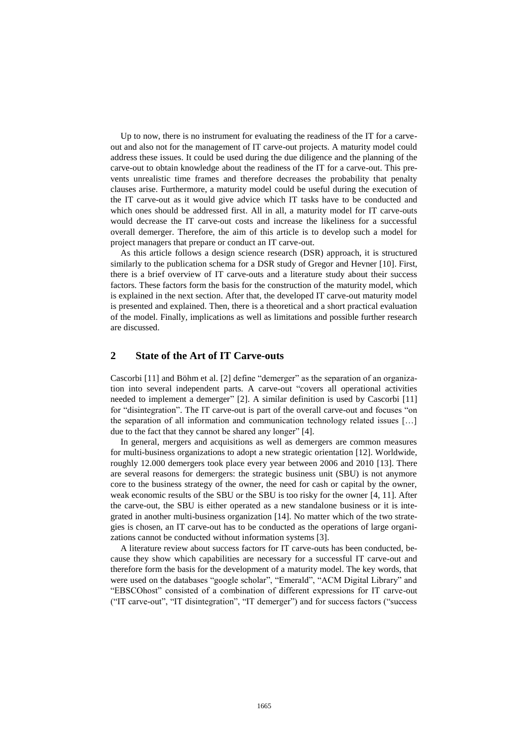Up to now, there is no instrument for evaluating the readiness of the IT for a carve-out and also not for the management of IT carve-out projects. A maturity model could address these issues. It could be used during the due diligence and the planning of the carve-out to obtain knowledge about the readiness of the IT for a carve-out. This prevents unrealistic time frames and therefore decreases the probability that penalty clauses arise. Furthermore, a maturity model could be useful during the execution of the IT carve-out as it would give advice which IT tasks have to be conducted and which ones should be addressed first. All in all, a maturity model for IT carve-outs would decrease the IT carve-out costs and increase the likeliness for a successful overall demerger. Therefore, the aim of this article is to develop such a model for project managers that prepare or conduct an IT carve-out.

As this article follows a design science research (DSR) approach, it is structured similarly to the publication schema for a DSR study of Gregor and Hevner [10]. First, there is a brief overview of IT carve-outs and a literature study about their success factors. These factors form the basis for the construction of the maturity model, which is explained in the next section. After that, the developed IT carve-out maturity model is presented and explained. Then, there is a theoretical and a short practical evaluation of the model. Finally, implications as well as limitations and possible further research are discussed.

## 2 State of the Art of IT Carve-outs

Cascorbi [11] and Böhm et al. [2] define "demerger" as the separation of an organization into several independent parts. A carve-out "covers all operational activities needed to implement a demerger" [2]. A similar definition is used by Cascorbi [11] for "disintegration". The IT carve-out is part of the overall carve-out and focuses "on the separation of all information and communication technology related issues […] due to the fact that they cannot be shared any longer" [4].

In general, mergers and acquisitions as well as demergers are common measures for multi-business organizations to adopt a new strategic orientation [12]. Worldwide, roughly 12.000 demergers took place every year between 2006 and 2010 [13]. There are several reasons for demergers: the strategic business unit (SBU) is not anymore core to the business strategy of the owner, the need for cash or capital by the owner, weak economic results of the SBU or the SBU is too risky for the owner [4, 11]. After the carve-out, the SBU is either operated as a new standalone business or it is integrated in another multi-business organization [14]. No matter which of the two strategies is chosen, an IT carve-out has to be conducted as the operations of large organizations cannot be conducted without information systems [3].

A literature review about success factors for IT carve-outs has been conducted, because they show which capabilities are necessary for a successful IT carve-out and therefore form the basis for the development of a maturity model. The key words, that were used on the databases "google scholar", "Emerald", "ACM Digital Library" and "EBSCOhost" consisted of a combination of different expressions for IT carve-out ("IT carve-out", "IT disintegration", "IT demerger") and for success factors ("success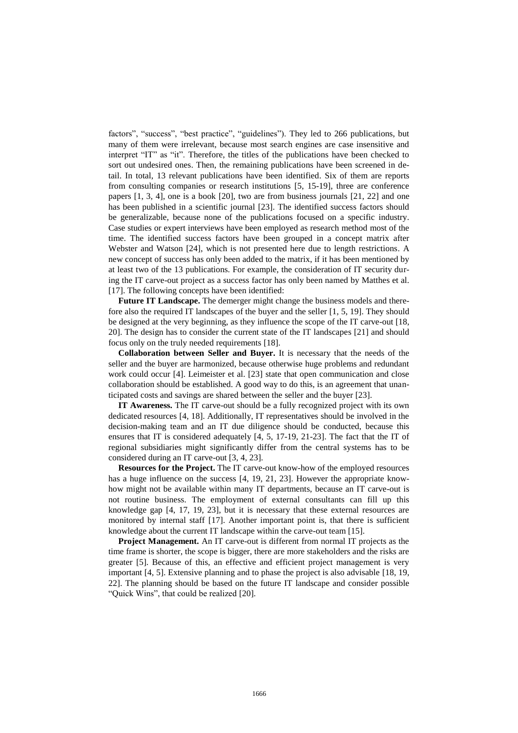factors", "success", "best practice", "guidelines"). They led to 266 publications, but many of them were irrelevant, because most search engines are case insensitive and interpret "IT" as "it". Therefore, the titles of the publications have been checked to sort out undesired ones. Then, the remaining publications have been screened in detail. In total, 13 relevant publications have been identified. Six of them are reports from consulting companies or research institutions [5, 15-19], three are conference papers [1, 3, 4], one is a book [20], two are from business journals [21, 22] and one has been published in a scientific journal [23]. The identified success factors should be generalizable, because none of the publications focused on a specific industry. Case studies or expert interviews have been employed as research method most of the time. The identified success factors have been grouped in a concept matrix after Webster and Watson [24], which is not presented here due to length restrictions. A new concept of success has only been added to the matrix, if it has been mentioned by at least two of the 13 publications. For example, the consideration of IT security during the IT carve-out project as a success factor has only been named by Matthes et al. [17]. The following concepts have been identified:

**Future IT Landscape.** The demerger might change the business models and therefore also the required IT landscapes of the buyer and the seller [1, 5, 19]. They should be designed at the very beginning, as they influence the scope of the IT carve-out [18, 20]. The design has to consider the current state of the IT landscapes [21] and should focus only on the truly needed requirements [18].

**Collaboration between Seller and Buyer.** It is necessary that the needs of the seller and the buyer are harmonized, because otherwise huge problems and redundant work could occur [4]. Leimeister et al. [23] state that open communication and close collaboration should be established. A good way to do this, is an agreement that unanticipated costs and savings are shared between the seller and the buyer [23].

**IT Awareness.** The IT carve-out should be a fully recognized project with its own dedicated resources [4, 18]. Additionally, IT representatives should be involved in the decision-making team and an IT due diligence should be conducted, because this ensures that IT is considered adequately [4, 5, 17-19, 21-23]. The fact that the IT of regional subsidiaries might significantly differ from the central systems has to be considered during an IT carve-out [3, 4, 23].

**Resources for the Project.** The IT carve-out know-how of the employed resources has a huge influence on the success [4, 19, 21, 23]. However the appropriate know-how might not be available within many IT departments, because an IT carve-out is not routine business. The employment of external consultants can fill up this knowledge gap [4, 17, 19, 23], but it is necessary that these external resources are monitored by internal staff [17]. Another important point is, that there is sufficient knowledge about the current IT landscape within the carve-out team [15].

**Project Management.** An IT carve-out is different from normal IT projects as the time frame is shorter, the scope is bigger, there are more stakeholders and the risks are greater [5]. Because of this, an effective and efficient project management is very important [4, 5]. Extensive planning and to phase the project is also advisable [18, 19, 22]. The planning should be based on the future IT landscape and consider possible "Quick Wins", that could be realized [20].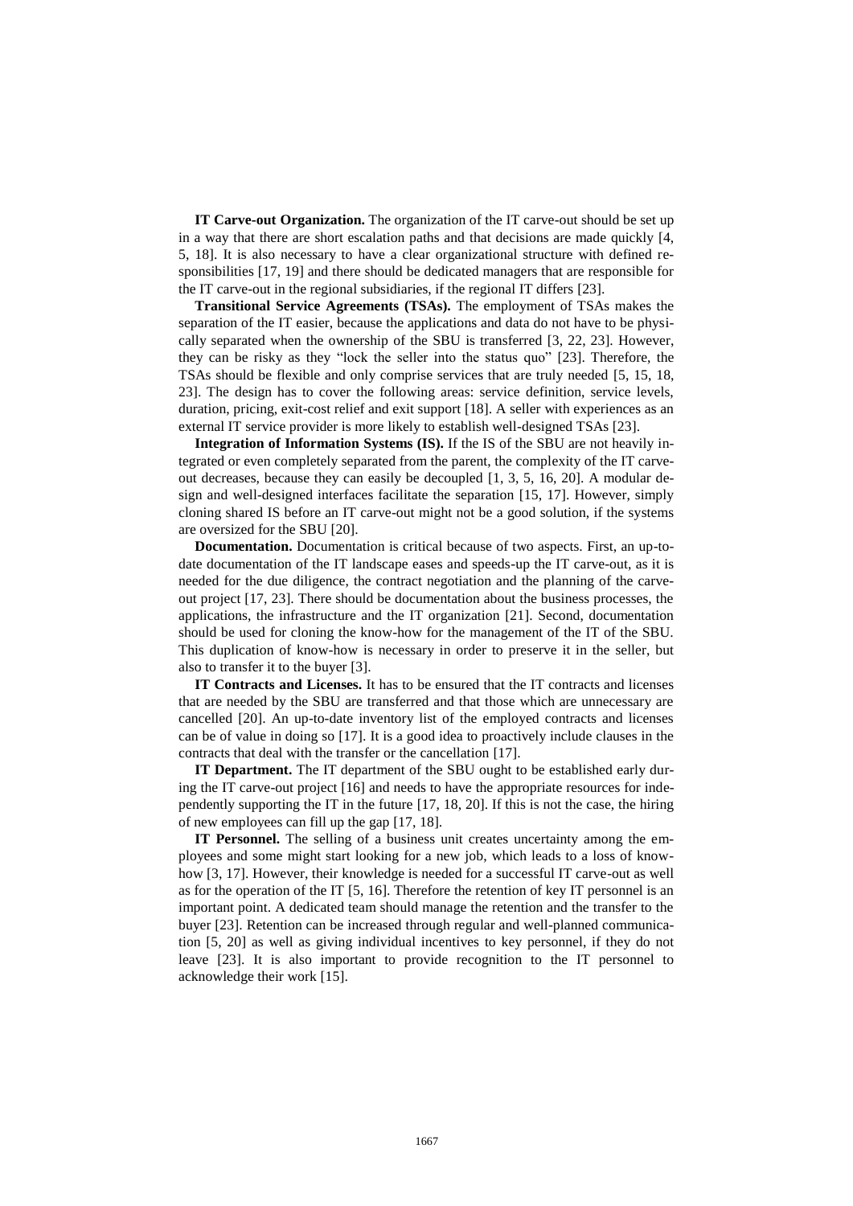**IT Carve-out Organization.** The organization of the IT carve-out should be set up in a way that there are short escalation paths and that decisions are made quickly [4, 5, 18]. It is also necessary to have a clear organizational structure with defined responsibilities [17, 19] and there should be dedicated managers that are responsible for the IT carve-out in the regional subsidiaries, if the regional IT differs [23].

**Transitional Service Agreements (TSAs).** The employment of TSAs makes the separation of the IT easier, because the applications and data do not have to be physically separated when the ownership of the SBU is transferred [3, 22, 23]. However, they can be risky as they "lock the seller into the status quo" [23]. Therefore, the TSAs should be flexible and only comprise services that are truly needed [5, 15, 18, 23]. The design has to cover the following areas: service definition, service levels, duration, pricing, exit-cost relief and exit support [18]. A seller with experiences as an external IT service provider is more likely to establish well-designed TSAs [23].

**Integration of Information Systems (IS).** If the IS of the SBU are not heavily integrated or even completely separated from the parent, the complexity of the IT carve-out decreases, because they can easily be decoupled [1, 3, 5, 16, 20]. A modular design and well-designed interfaces facilitate the separation [15, 17]. However, simply cloning shared IS before an IT carve-out might not be a good solution, if the systems are oversized for the SBU [20].

**Documentation.** Documentation is critical because of two aspects. First, an up-to-date documentation of the IT landscape eases and speeds-up the IT carve-out, as it is needed for the due diligence, the contract negotiation and the planning of the carve-out project [17, 23]. There should be documentation about the business processes, the applications, the infrastructure and the IT organization [21]. Second, documentation should be used for cloning the know-how for the management of the IT of the SBU. This duplication of know-how is necessary in order to preserve it in the seller, but also to transfer it to the buyer [3].

**IT Contracts and Licenses.** It has to be ensured that the IT contracts and licenses that are needed by the SBU are transferred and that those which are unnecessary are cancelled [20]. An up-to-date inventory list of the employed contracts and licenses can be of value in doing so [17]. It is a good idea to proactively include clauses in the contracts that deal with the transfer or the cancellation [17].

**IT Department.** The IT department of the SBU ought to be established early during the IT carve-out project [16] and needs to have the appropriate resources for independently supporting the IT in the future [17, 18, 20]. If this is not the case, the hiring of new employees can fill up the gap [17, 18].

**IT Personnel.** The selling of a business unit creates uncertainty among the employees and some might start looking for a new job, which leads to a loss of know-how [3, 17]. However, their knowledge is needed for a successful IT carve-out as well as for the operation of the IT [5, 16]. Therefore the retention of key IT personnel is an important point. A dedicated team should manage the retention and the transfer to the buyer [23]. Retention can be increased through regular and well-planned communication [5, 20] as well as giving individual incentives to key personnel, if they do not leave [23]. It is also important to provide recognition to the IT personnel to acknowledge their work [15].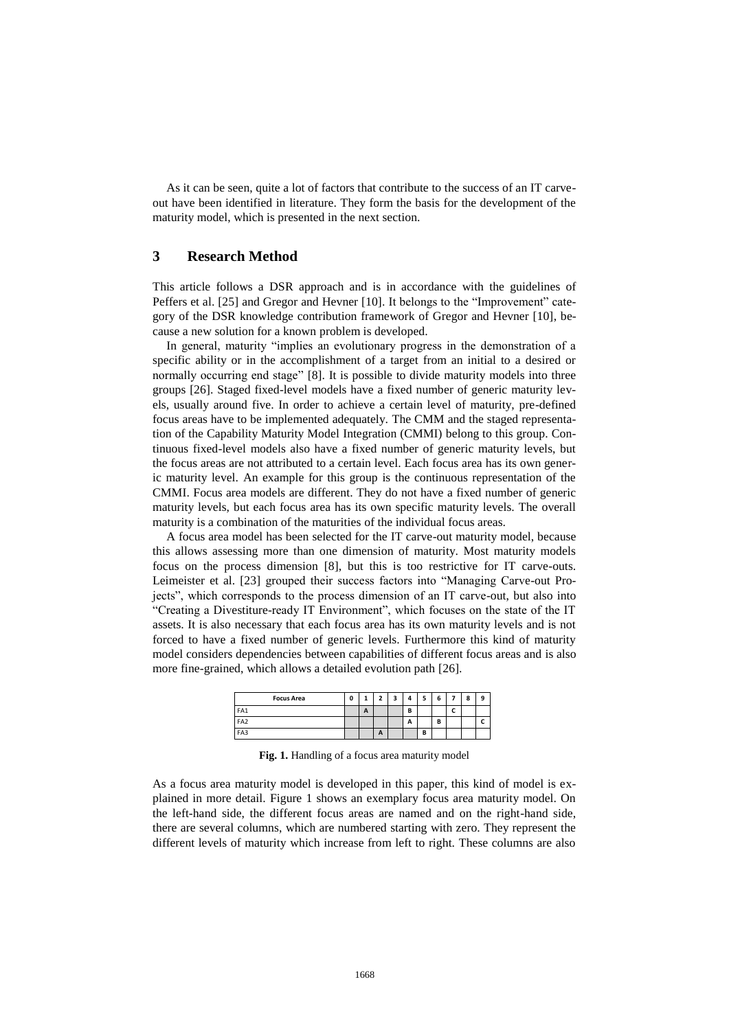As it can be seen, quite a lot of factors that contribute to the success of an IT carve-out have been identified in literature. They form the basis for the development of the maturity model, which is presented in the next section.

## 3 Research Method

This article follows a DSR approach and is in accordance with the guidelines of Peffers et al. [25] and Gregor and Hevner [10]. It belongs to the "Improvement" category of the DSR knowledge contribution framework of Gregor and Hevner [10], because a new solution for a known problem is developed.

In general, maturity "implies an evolutionary progress in the demonstration of a specific ability or in the accomplishment of a target from an initial to a desired or normally occurring end stage" [8]. It is possible to divide maturity models into three groups [26]. Staged fixed-level models have a fixed number of generic maturity levels, usually around five. In order to achieve a certain level of maturity, pre-defined focus areas have to be implemented adequately. The CMM and the staged representation of the Capability Maturity Model Integration (CMMI) belong to this group. Continuous fixed-level models also have a fixed number of generic maturity levels, but the focus areas are not attributed to a certain level. Each focus area has its own generic maturity level. An example for this group is the continuous representation of the CMMI. Focus area models are different. They do not have a fixed number of generic maturity levels, but each focus area has its own specific maturity levels. The overall maturity is a combination of the maturities of the individual focus areas.

A focus area model has been selected for the IT carve-out maturity model, because this allows assessing more than one dimension of maturity. Most maturity models focus on the process dimension [8], but this is too restrictive for IT carve-outs. Leimeister et al. [23] grouped their success factors into "Managing Carve-out Projects", which corresponds to the process dimension of an IT carve-out, but also into "Creating a Divestiture-ready IT Environment", which focuses on the state of the IT assets. It is also necessary that each focus area has its own maturity levels and is not forced to have a fixed number of generic levels. Furthermore this kind of maturity model considers dependencies between capabilities of different focus areas and is also more fine-grained, which allows a detailed evolution path [26].

| Focus Area | 0 | 1 | 2 | 3 | 4 | 5 | 6 | 7 | 8 | 9 |
|---|---|---|---|---|---|---|---|---|---|---|
| FA1 | | A | | | B | | | C | | |
| FA2 | | | | | A | | B | | | C |
| FA3 | | | A | | | B | | | | |

**Fig. 1.** Handling of a focus area maturity model

As a focus area maturity model is developed in this paper, this kind of model is explained in more detail. Figure 1 shows an exemplary focus area maturity model. On the left-hand side, the different focus areas are named and on the right-hand side, there are several columns, which are numbered starting with zero. They represent the different levels of maturity which increase from left to right. These columns are also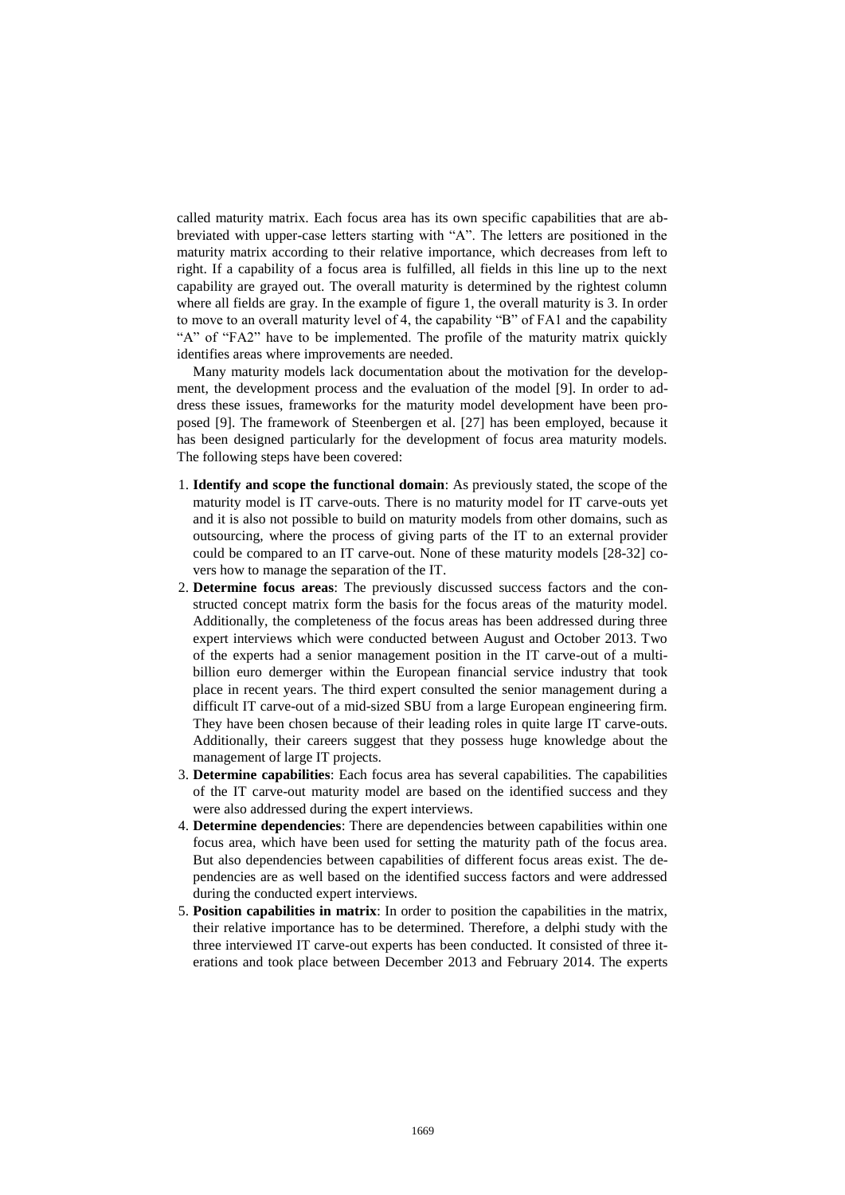called maturity matrix. Each focus area has its own specific capabilities that are abbreviated with upper-case letters starting with "A". The letters are positioned in the maturity matrix according to their relative importance, which decreases from left to right. If a capability of a focus area is fulfilled, all fields in this line up to the next capability are grayed out. The overall maturity is determined by the rightest column where all fields are gray. In the example of figure 1, the overall maturity is 3. In order to move to an overall maturity level of 4, the capability "B" of FA1 and the capability "A" of "FA2" have to be implemented. The profile of the maturity matrix quickly identifies areas where improvements are needed.

Many maturity models lack documentation about the motivation for the development, the development process and the evaluation of the model [9]. In order to address these issues, frameworks for the maturity model development have been proposed [9]. The framework of Steenbergen et al. [27] has been employed, because it has been designed particularly for the development of focus area maturity models. The following steps have been covered:

1. **Identify and scope the functional domain**: As previously stated, the scope of the maturity model is IT carve-outs. There is no maturity model for IT carve-outs yet and it is also not possible to build on maturity models from other domains, such as outsourcing, where the process of giving parts of the IT to an external provider could be compared to an IT carve-out. None of these maturity models [28-32] covers how to manage the separation of the IT.
2. **Determine focus areas**: The previously discussed success factors and the constructed concept matrix form the basis for the focus areas of the maturity model. Additionally, the completeness of the focus areas has been addressed during three expert interviews which were conducted between August and October 2013. Two of the experts had a senior management position in the IT carve-out of a multi-billion euro demerger within the European financial service industry that took place in recent years. The third expert consulted the senior management during a difficult IT carve-out of a mid-sized SBU from a large European engineering firm. They have been chosen because of their leading roles in quite large IT carve-outs. Additionally, their careers suggest that they possess huge knowledge about the management of large IT projects.
3. **Determine capabilities**: Each focus area has several capabilities. The capabilities of the IT carve-out maturity model are based on the identified success and they were also addressed during the expert interviews.
4. **Determine dependencies**: There are dependencies between capabilities within one focus area, which have been used for setting the maturity path of the focus area. But also dependencies between capabilities of different focus areas exist. The dependencies are as well based on the identified success factors and were addressed during the conducted expert interviews.
5. **Position capabilities in matrix**: In order to position the capabilities in the matrix, their relative importance has to be determined. Therefore, a delphi study with the three interviewed IT carve-out experts has been conducted. It consisted of three iterations and took place between December 2013 and February 2014. The experts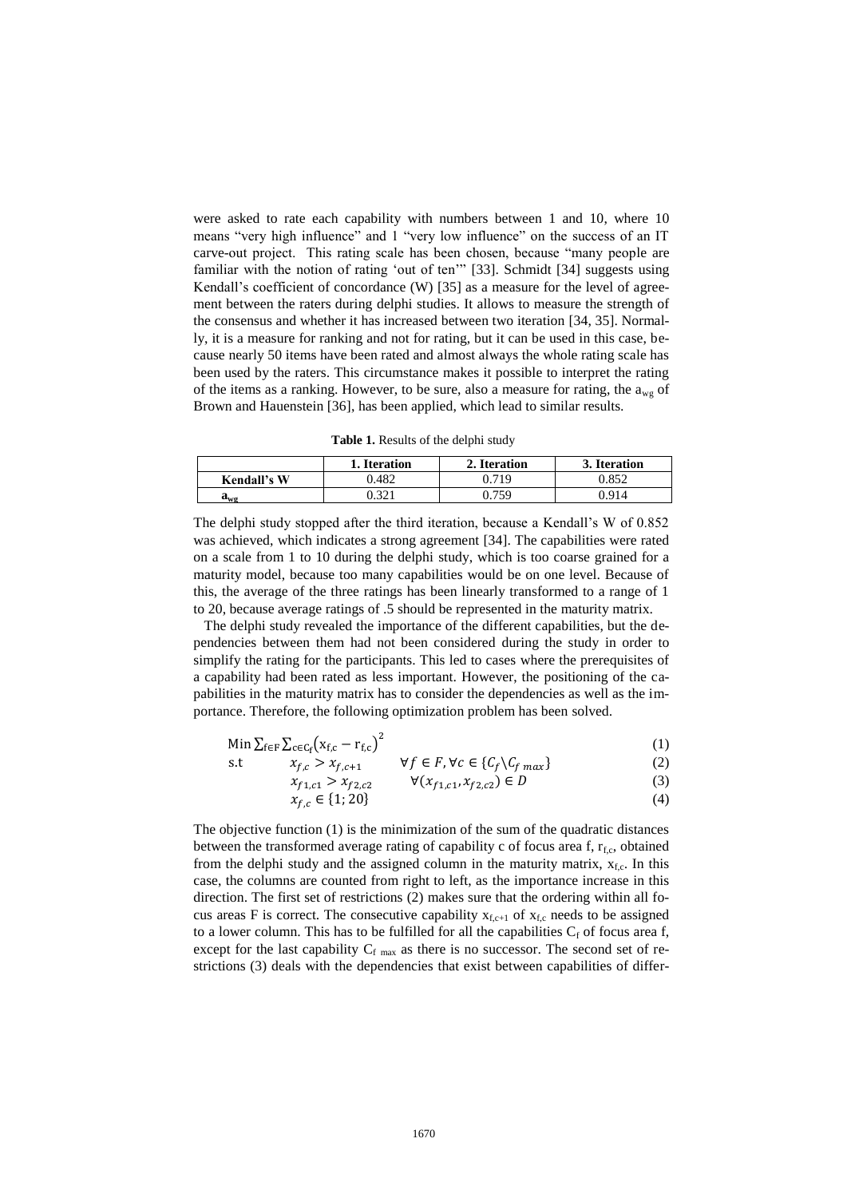were asked to rate each capability with numbers between 1 and 10, where 10 means "very high influence" and 1 "very low influence" on the success of an IT carve-out project. This rating scale has been chosen, because "many people are familiar with the notion of rating 'out of ten'" [33]. Schmidt [34] suggests using Kendall's coefficient of concordance (W) [35] as a measure for the level of agreement between the raters during delphi studies. It allows to measure the strength of the consensus and whether it has increased between two iteration [34, 35]. Normally, it is a measure for ranking and not for rating, but it can be used in this case, because nearly 50 items have been rated and almost always the whole rating scale has been used by the raters. This circumstance makes it possible to interpret the rating of the items as a ranking. However, to be sure, also a measure for rating, the $a_{wg}$ of Brown and Hauenstein [36], has been applied, which lead to similar results.

**Table 1.** Results of the delphi study

| | 1. Iteration | 2. Iteration | 3. Iteration |
|---|---|---|---|
| **Kendall's W** | 0.482 | 0.719 | 0.852 |
| $\mathbf{a_{wg}}$ | 0.321 | 0.759 | 0.914 |

The delphi study stopped after the third iteration, because a Kendall's W of 0.852 was achieved, which indicates a strong agreement [34]. The capabilities were rated on a scale from 1 to 10 during the delphi study, which is too coarse grained for a maturity model, because too many capabilities would be on one level. Because of this, the average of the three ratings has been linearly transformed to a range of 1 to 20, because average ratings of .5 should be represented in the maturity matrix.

The delphi study revealed the importance of the different capabilities, but the dependencies between them had not been considered during the study in order to simplify the rating for the participants. This led to cases where the prerequisites of a capability had been rated as less important. However, the positioning of the capabilities in the maturity matrix has to consider the dependencies as well as the importance. Therefore, the following optimization problem has been solved.

$$\text{Min} \sum_{f \in F} \sum_{c \in C_f} \left(x_{f,c} - r_{f,c}\right)^2 \tag{1}$$

$$\text{s.t} \qquad x_{f,c} > x_{f,c+1} \qquad \forall f \in F, \forall c \in \{C_f \setminus C_{f\,max}\} \tag{2}$$

$$x_{f1,c1} > x_{f2,c2} \qquad \forall (x_{f1,c1}, x_{f2,c2}) \in D \tag{3}$$

$$x_{f,c} \in \{1; 20\} \tag{4}$$

The objective function (1) is the minimization of the sum of the quadratic distances between the transformed average rating of capability c of focus area f, $r_{f,c}$, obtained from the delphi study and the assigned column in the maturity matrix, $x_{f,c}$. In this case, the columns are counted from right to left, as the importance increase in this direction. The first set of restrictions (2) makes sure that the ordering within all focus areas F is correct. The consecutive capability $x_{f,c+1}$ of $x_{f,c}$ needs to be assigned to a lower column. This has to be fulfilled for all the capabilities $C_f$ of focus area f, except for the last capability $C_{f\ max}$ as there is no successor. The second set of restrictions (3) deals with the dependencies that exist between capabilities of differ-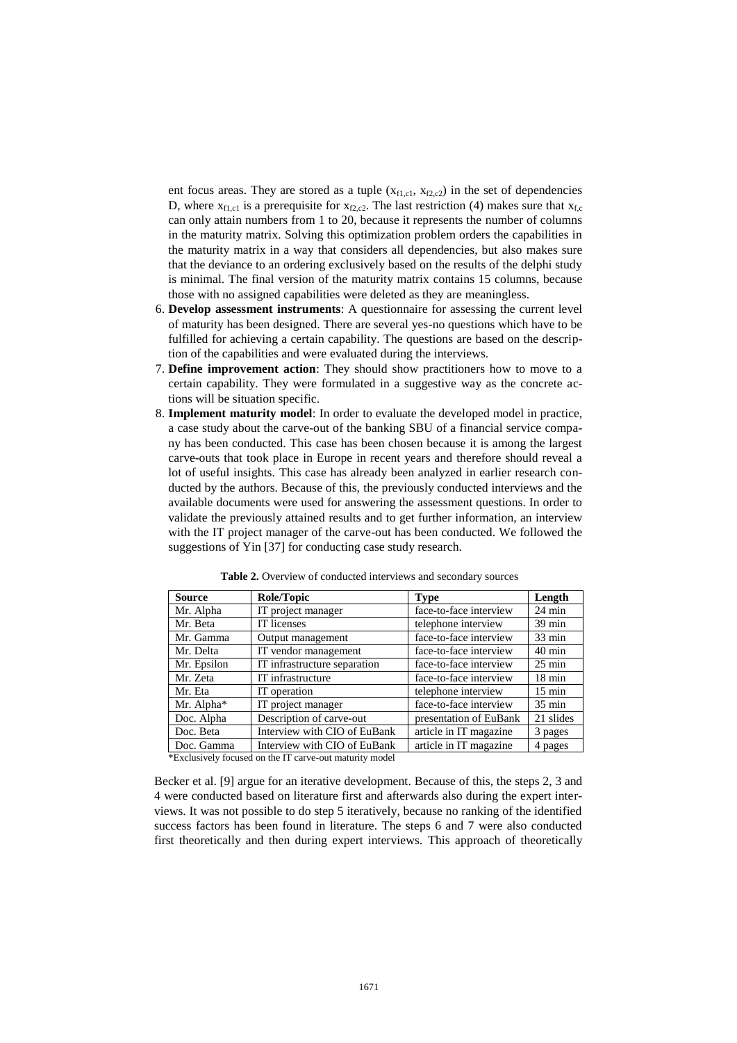ent focus areas. They are stored as a tuple $(x_{f1,c1}, x_{f2,c2})$ in the set of dependencies D, where $x_{f1,c1}$ is a prerequisite for $x_{f2,c2}$. The last restriction (4) makes sure that $x_{f,c}$ can only attain numbers from 1 to 20, because it represents the number of columns in the maturity matrix. Solving this optimization problem orders the capabilities in the maturity matrix in a way that considers all dependencies, but also makes sure that the deviance to an ordering exclusively based on the results of the delphi study is minimal. The final version of the maturity matrix contains 15 columns, because those with no assigned capabilities were deleted as they are meaningless.

6. **Develop assessment instruments**: A questionnaire for assessing the current level of maturity has been designed. There are several yes-no questions which have to be fulfilled for achieving a certain capability. The questions are based on the description of the capabilities and were evaluated during the interviews.
7. **Define improvement action**: They should show practitioners how to move to a certain capability. They were formulated in a suggestive way as the concrete actions will be situation specific.
8. **Implement maturity model**: In order to evaluate the developed model in practice, a case study about the carve-out of the banking SBU of a financial service company has been conducted. This case has been chosen because it is among the largest carve-outs that took place in Europe in recent years and therefore should reveal a lot of useful insights. This case has already been analyzed in earlier research conducted by the authors. Because of this, the previously conducted interviews and the available documents were used for answering the assessment questions. In order to validate the previously attained results and to get further information, an interview with the IT project manager of the carve-out has been conducted. We followed the suggestions of Yin [37] for conducting case study research.

**Table 2.** Overview of conducted interviews and secondary sources

| Source | Role/Topic | Type | Length |
|---|---|---|---|
| Mr. Alpha | IT project manager | face-to-face interview | 24 min |
| Mr. Beta | IT licenses | telephone interview | 39 min |
| Mr. Gamma | Output management | face-to-face interview | 33 min |
| Mr. Delta | IT vendor management | face-to-face interview | 40 min |
| Mr. Epsilon | IT infrastructure separation | face-to-face interview | 25 min |
| Mr. Zeta | IT infrastructure | face-to-face interview | 18 min |
| Mr. Eta | IT operation | telephone interview | 15 min |
| Mr. Alpha* | IT project manager | face-to-face interview | 35 min |
| Doc. Alpha | Description of carve-out | presentation of EuBank | 21 slides |
| Doc. Beta | Interview with CIO of EuBank | article in IT magazine | 3 pages |
| Doc. Gamma | Interview with CIO of EuBank | article in IT magazine | 4 pages |

*Exclusively focused on the IT carve-out maturity model

Becker et al. [9] argue for an iterative development. Because of this, the steps 2, 3 and 4 were conducted based on literature first and afterwards also during the expert interviews. It was not possible to do step 5 iteratively, because no ranking of the identified success factors has been found in literature. The steps 6 and 7 were also conducted first theoretically and then during expert interviews. This approach of theoretically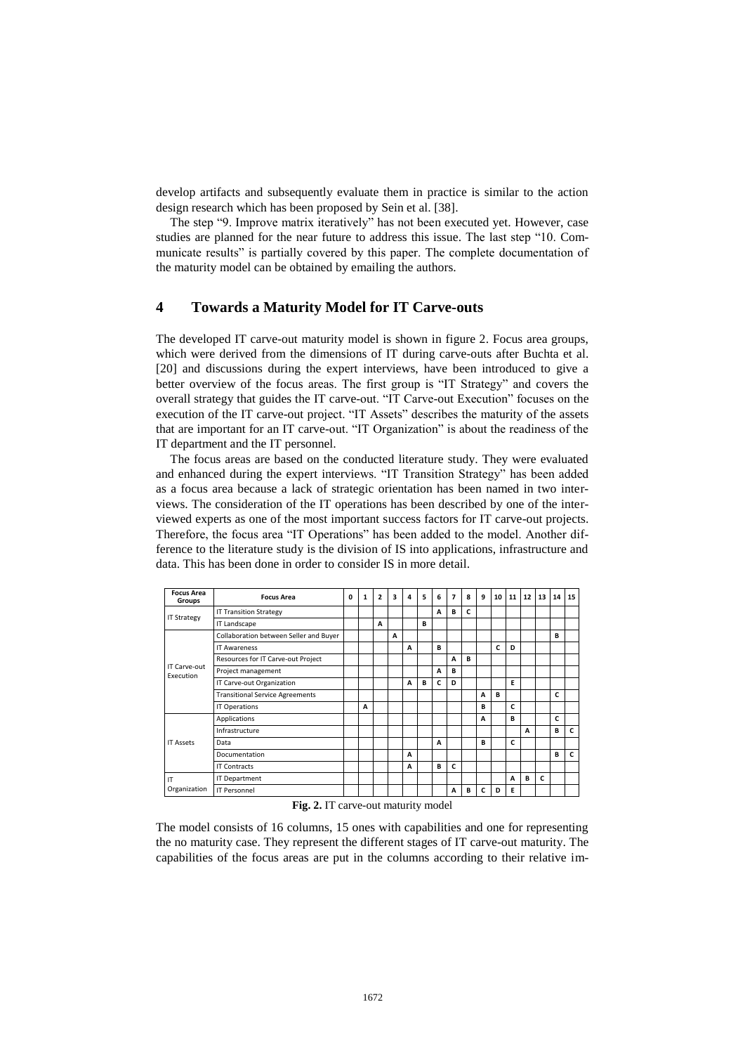develop artifacts and subsequently evaluate them in practice is similar to the action design research which has been proposed by Sein et al. [38].

The step "9. Improve matrix iteratively" has not been executed yet. However, case studies are planned for the near future to address this issue. The last step "10. Communicate results" is partially covered by this paper. The complete documentation of the maturity model can be obtained by emailing the authors.

## 4 Towards a Maturity Model for IT Carve-outs

The developed IT carve-out maturity model is shown in figure 2. Focus area groups, which were derived from the dimensions of IT during carve-outs after Buchta et al. [20] and discussions during the expert interviews, have been introduced to give a better overview of the focus areas. The first group is "IT Strategy" and covers the overall strategy that guides the IT carve-out. "IT Carve-out Execution" focuses on the execution of the IT carve-out project. "IT Assets" describes the maturity of the assets that are important for an IT carve-out. "IT Organization" is about the readiness of the IT department and the IT personnel.

The focus areas are based on the conducted literature study. They were evaluated and enhanced during the expert interviews. "IT Transition Strategy" has been added as a focus area because a lack of strategic orientation has been named in two interviews. The consideration of the IT operations has been described by one of the interviewed experts as one of the most important success factors for IT carve-out projects. Therefore, the focus area "IT Operations" has been added to the model. Another difference to the literature study is the division of IS into applications, infrastructure and data. This has been done in order to consider IS in more detail.

| Focus Area Groups | Focus Area | 0 | 1 | 2 | 3 | 4 | 5 | 6 | 7 | 8 | 9 | 10 | 11 | 12 | 13 | 14 | 15 |
|---|---|---|---|---|---|---|---|---|---|---|---|---|---|---|---|---|---|
| IT Strategy | IT Transition Strategy | | | | | | | A | B | C | | | | | | | |
| | IT Landscape | | | A | | | B | | | | | | | | | | |
| IT Carve-out Execution | Collaboration between Seller and Buyer | | | | A | | | | | | | | | | | B | |
| | IT Awareness | | | | | A | | B | | | | C | D | | | | |
| | Resources for IT Carve-out Project | | | | | | | | A | B | | | | | | | |
| | Project management | | | | | | | A | B | | | | | | | | |
| | IT Carve-out Organization | | | | | A | B | C | D | | | | E | | | | |
| | Transitional Service Agreements | | | | | | | | | | A | B | | | | C | |
| | IT Operations | | A | | | | | | | | B | | C | | | | |
| IT Assets | Applications | | | | | | | | | | A | | B | | | C | |
| | Infrastructure | | | | | | | | | | | | | A | | B | C |
| | Data | | | | | | | A | | | B | | C | | | | |
| | Documentation | | | | | A | | | | | | | | | | B | C |
| | IT Contracts | | | | | A | | B | C | | | | | | | | |
| IT Organization | IT Department | | | | | | | | | | | | A | B | C | | |
| | IT Personnel | | | | | | | | A | B | C | D | E | | | | |

**Fig. 2.** IT carve-out maturity model

The model consists of 16 columns, 15 ones with capabilities and one for representing the no maturity case. They represent the different stages of IT carve-out maturity. The capabilities of the focus areas are put in the columns according to their relative im-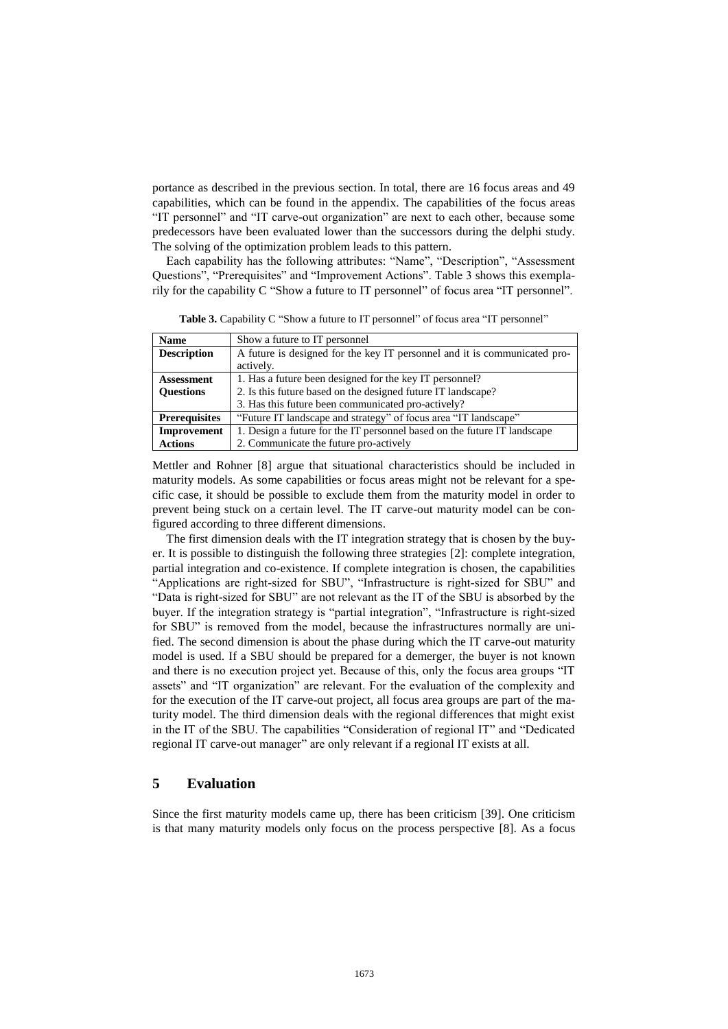portance as described in the previous section. In total, there are 16 focus areas and 49 capabilities, which can be found in the appendix. The capabilities of the focus areas "IT personnel" and "IT carve-out organization" are next to each other, because some predecessors have been evaluated lower than the successors during the delphi study. The solving of the optimization problem leads to this pattern.

Each capability has the following attributes: "Name", "Description", "Assessment Questions", "Prerequisites" and "Improvement Actions". Table 3 shows this exemplarily for the capability C "Show a future to IT personnel" of focus area "IT personnel".

**Table 3.** Capability C "Show a future to IT personnel" of focus area "IT personnel"

| **Name** | Show a future to IT personnel |
|---|---|
| **Description** | A future is designed for the key IT personnel and it is communicated pro-actively. |
| **Assessment Questions** | 1. Has a future been designed for the key IT personnel?<br>2. Is this future based on the designed future IT landscape?<br>3. Has this future been communicated pro-actively? |
| **Prerequisites** | "Future IT landscape and strategy" of focus area "IT landscape" |
| **Improvement Actions** | 1. Design a future for the IT personnel based on the future IT landscape<br>2. Communicate the future pro-actively |

Mettler and Rohner [8] argue that situational characteristics should be included in maturity models. As some capabilities or focus areas might not be relevant for a specific case, it should be possible to exclude them from the maturity model in order to prevent being stuck on a certain level. The IT carve-out maturity model can be configured according to three different dimensions.

The first dimension deals with the IT integration strategy that is chosen by the buyer. It is possible to distinguish the following three strategies [2]: complete integration, partial integration and co-existence. If complete integration is chosen, the capabilities "Applications are right-sized for SBU", "Infrastructure is right-sized for SBU" and "Data is right-sized for SBU" are not relevant as the IT of the SBU is absorbed by the buyer. If the integration strategy is "partial integration", "Infrastructure is right-sized for SBU" is removed from the model, because the infrastructures normally are unified. The second dimension is about the phase during which the IT carve-out maturity model is used. If a SBU should be prepared for a demerger, the buyer is not known and there is no execution project yet. Because of this, only the focus area groups "IT assets" and "IT organization" are relevant. For the evaluation of the complexity and for the execution of the IT carve-out project, all focus area groups are part of the maturity model. The third dimension deals with the regional differences that might exist in the IT of the SBU. The capabilities "Consideration of regional IT" and "Dedicated regional IT carve-out manager" are only relevant if a regional IT exists at all.

## 5 Evaluation

Since the first maturity models came up, there has been criticism [39]. One criticism is that many maturity models only focus on the process perspective [8]. As a focus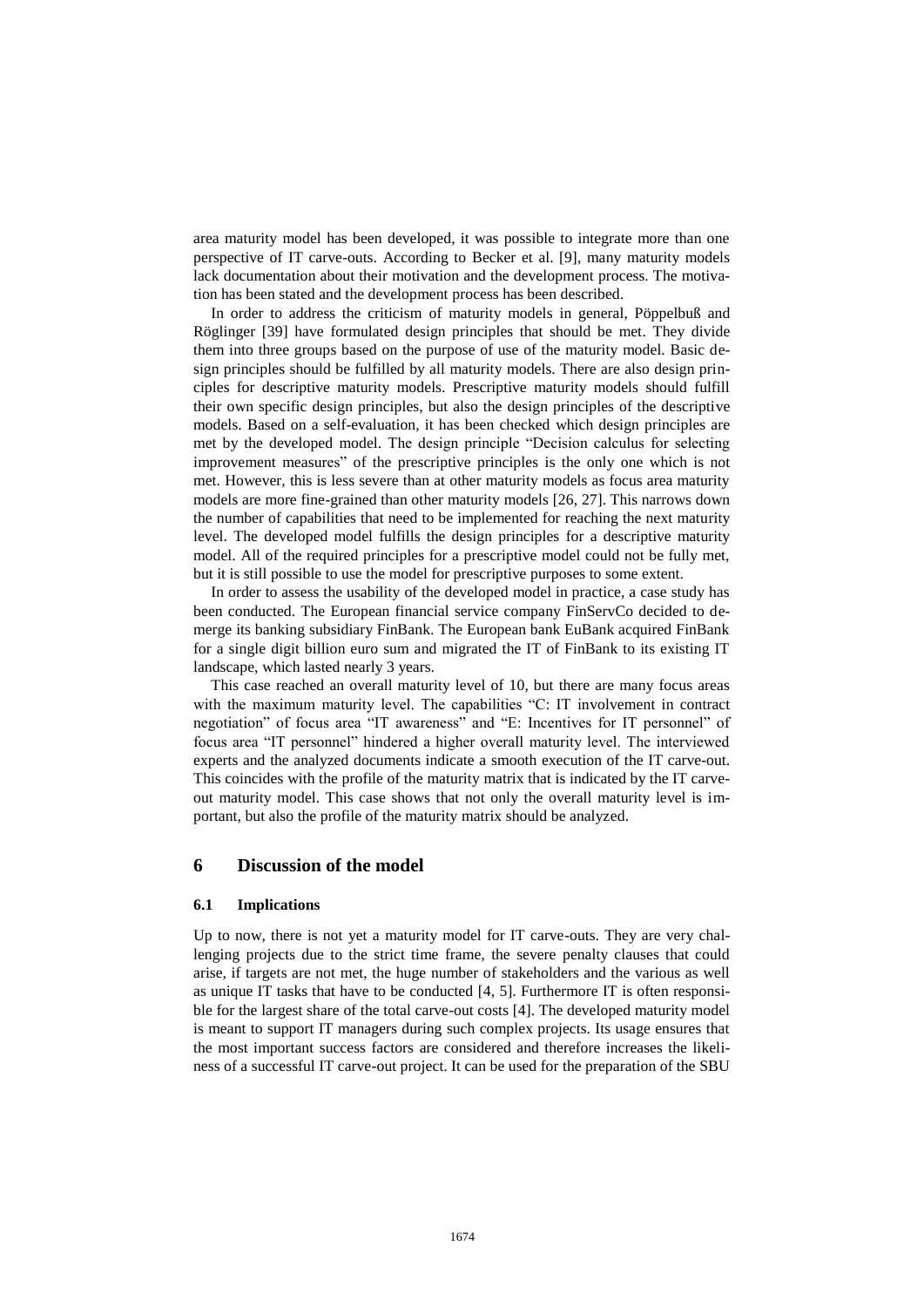area maturity model has been developed, it was possible to integrate more than one perspective of IT carve-outs. According to Becker et al. [9], many maturity models lack documentation about their motivation and the development process. The motivation has been stated and the development process has been described.

In order to address the criticism of maturity models in general, Pöppelbuß and Röglinger [39] have formulated design principles that should be met. They divide them into three groups based on the purpose of use of the maturity model. Basic design principles should be fulfilled by all maturity models. There are also design principles for descriptive maturity models. Prescriptive maturity models should fulfill their own specific design principles, but also the design principles of the descriptive models. Based on a self-evaluation, it has been checked which design principles are met by the developed model. The design principle "Decision calculus for selecting improvement measures" of the prescriptive principles is the only one which is not met. However, this is less severe than at other maturity models as focus area maturity models are more fine-grained than other maturity models [26, 27]. This narrows down the number of capabilities that need to be implemented for reaching the next maturity level. The developed model fulfills the design principles for a descriptive maturity model. All of the required principles for a prescriptive model could not be fully met, but it is still possible to use the model for prescriptive purposes to some extent.

In order to assess the usability of the developed model in practice, a case study has been conducted. The European financial service company FinServCo decided to demerge its banking subsidiary FinBank. The European bank EuBank acquired FinBank for a single digit billion euro sum and migrated the IT of FinBank to its existing IT landscape, which lasted nearly 3 years.

This case reached an overall maturity level of 10, but there are many focus areas with the maximum maturity level. The capabilities "C: IT involvement in contract negotiation" of focus area "IT awareness" and "E: Incentives for IT personnel" of focus area "IT personnel" hindered a higher overall maturity level. The interviewed experts and the analyzed documents indicate a smooth execution of the IT carve-out. This coincides with the profile of the maturity matrix that is indicated by the IT carve-out maturity model. This case shows that not only the overall maturity level is important, but also the profile of the maturity matrix should be analyzed.

## 6 Discussion of the model

### 6.1 Implications

Up to now, there is not yet a maturity model for IT carve-outs. They are very challenging projects due to the strict time frame, the severe penalty clauses that could arise, if targets are not met, the huge number of stakeholders and the various as well as unique IT tasks that have to be conducted [4, 5]. Furthermore IT is often responsible for the largest share of the total carve-out costs [4]. The developed maturity model is meant to support IT managers during such complex projects. Its usage ensures that the most important success factors are considered and therefore increases the likeliness of a successful IT carve-out project. It can be used for the preparation of the SBU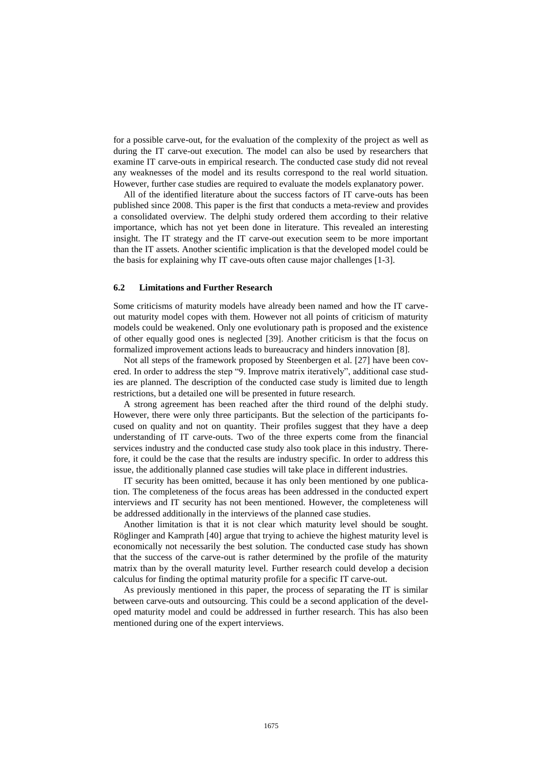for a possible carve-out, for the evaluation of the complexity of the project as well as during the IT carve-out execution. The model can also be used by researchers that examine IT carve-outs in empirical research. The conducted case study did not reveal any weaknesses of the model and its results correspond to the real world situation. However, further case studies are required to evaluate the models explanatory power.

All of the identified literature about the success factors of IT carve-outs has been published since 2008. This paper is the first that conducts a meta-review and provides a consolidated overview. The delphi study ordered them according to their relative importance, which has not yet been done in literature. This revealed an interesting insight. The IT strategy and the IT carve-out execution seem to be more important than the IT assets. Another scientific implication is that the developed model could be the basis for explaining why IT cave-outs often cause major challenges [1-3].

### 6.2 Limitations and Further Research

Some criticisms of maturity models have already been named and how the IT carve-out maturity model copes with them. However not all points of criticism of maturity models could be weakened. Only one evolutionary path is proposed and the existence of other equally good ones is neglected [39]. Another criticism is that the focus on formalized improvement actions leads to bureaucracy and hinders innovation [8].

Not all steps of the framework proposed by Steenbergen et al. [27] have been covered. In order to address the step "9. Improve matrix iteratively", additional case studies are planned. The description of the conducted case study is limited due to length restrictions, but a detailed one will be presented in future research.

A strong agreement has been reached after the third round of the delphi study. However, there were only three participants. But the selection of the participants focused on quality and not on quantity. Their profiles suggest that they have a deep understanding of IT carve-outs. Two of the three experts come from the financial services industry and the conducted case study also took place in this industry. Therefore, it could be the case that the results are industry specific. In order to address this issue, the additionally planned case studies will take place in different industries.

IT security has been omitted, because it has only been mentioned by one publication. The completeness of the focus areas has been addressed in the conducted expert interviews and IT security has not been mentioned. However, the completeness will be addressed additionally in the interviews of the planned case studies.

Another limitation is that it is not clear which maturity level should be sought. Röglinger and Kamprath [40] argue that trying to achieve the highest maturity level is economically not necessarily the best solution. The conducted case study has shown that the success of the carve-out is rather determined by the profile of the maturity matrix than by the overall maturity level. Further research could develop a decision calculus for finding the optimal maturity profile for a specific IT carve-out.

As previously mentioned in this paper, the process of separating the IT is similar between carve-outs and outsourcing. This could be a second application of the developed maturity model and could be addressed in further research. This has also been mentioned during one of the expert interviews.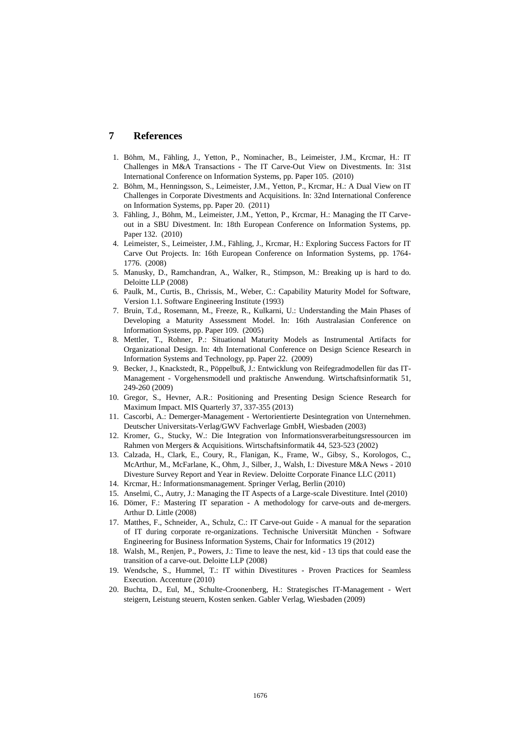## 7 References

1. Böhm, M., Fähling, J., Yetton, P., Nominacher, B., Leimeister, J.M., Krcmar, H.: IT Challenges in M&A Transactions - The IT Carve-Out View on Divestments. In: 31st International Conference on Information Systems, pp. Paper 105. (2010)
2. Böhm, M., Henningsson, S., Leimeister, J.M., Yetton, P., Krcmar, H.: A Dual View on IT Challenges in Corporate Divestments and Acquisitions. In: 32nd International Conference on Information Systems, pp. Paper 20. (2011)
3. Fähling, J., Böhm, M., Leimeister, J.M., Yetton, P., Krcmar, H.: Managing the IT Carve-out in a SBU Divestment. In: 18th European Conference on Information Systems, pp. Paper 132. (2010)
4. Leimeister, S., Leimeister, J.M., Fähling, J., Krcmar, H.: Exploring Success Factors for IT Carve Out Projects. In: 16th European Conference on Information Systems, pp. 1764-1776. (2008)
5. Manusky, D., Ramchandran, A., Walker, R., Stimpson, M.: Breaking up is hard to do. Deloitte LLP (2008)
6. Paulk, M., Curtis, B., Chrissis, M., Weber, C.: Capability Maturity Model for Software, Version 1.1. Software Engineering Institute (1993)
7. Bruin, T.d., Rosemann, M., Freeze, R., Kulkarni, U.: Understanding the Main Phases of Developing a Maturity Assessment Model. In: 16th Australasian Conference on Information Systems, pp. Paper 109. (2005)
8. Mettler, T., Rohner, P.: Situational Maturity Models as Instrumental Artifacts for Organizational Design. In: 4th International Conference on Design Science Research in Information Systems and Technology, pp. Paper 22. (2009)
9. Becker, J., Knackstedt, R., Pöppelbuß, J.: Entwicklung von Reifegradmodellen für das IT-Management - Vorgehensmodell und praktische Anwendung. Wirtschaftsinformatik 51, 249-260 (2009)
10. Gregor, S., Hevner, A.R.: Positioning and Presenting Design Science Research for Maximum Impact. MIS Quarterly 37, 337-355 (2013)
11. Cascorbi, A.: Demerger-Management - Wertorientierte Desintegration von Unternehmen. Deutscher Universitats-Verlag/GWV Fachverlage GmbH, Wiesbaden (2003)
12. Kromer, G., Stucky, W.: Die Integration von Informationsverarbeitungsressourcen im Rahmen von Mergers & Acquisitions. Wirtschaftsinformatik 44, 523-523 (2002)
13. Calzada, H., Clark, E., Coury, R., Flanigan, K., Frame, W., Gibsy, S., Korologos, C., McArthur, M., McFarlane, K., Ohm, J., Silber, J., Walsh, I.: Divesture M&A News - 2010 Divesture Survey Report and Year in Review. Deloitte Corporate Finance LLC (2011)
14. Krcmar, H.: Informationsmanagement. Springer Verlag, Berlin (2010)
15. Anselmi, C., Autry, J.: Managing the IT Aspects of a Large-scale Divestiture. Intel (2010)
16. Dömer, F.: Mastering IT separation - A methodology for carve-outs and de-mergers. Arthur D. Little (2008)
17. Matthes, F., Schneider, A., Schulz, C.: IT Carve-out Guide - A manual for the separation of IT during corporate re-organizations. Technische Universität München - Software Engineering for Business Information Systems, Chair for Informatics 19 (2012)
18. Walsh, M., Renjen, P., Powers, J.: Time to leave the nest, kid - 13 tips that could ease the transition of a carve-out. Deloitte LLP (2008)
19. Wendsche, S., Hummel, T.: IT within Divestitures - Proven Practices for Seamless Execution. Accenture (2010)
20. Buchta, D., Eul, M., Schulte-Croonenberg, H.: Strategisches IT-Management - Wert steigern, Leistung steuern, Kosten senken. Gabler Verlag, Wiesbaden (2009)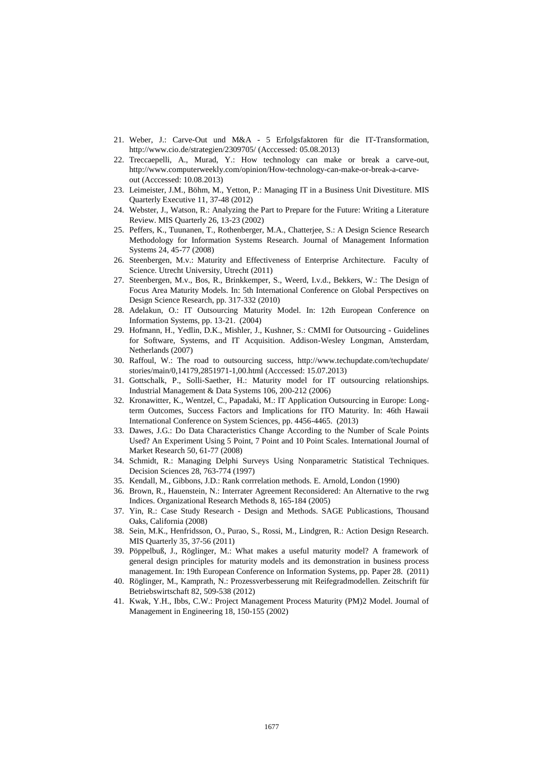21. Weber, J.: Carve-Out und M&A - 5 Erfolgsfaktoren für die IT-Transformation, http://www.cio.de/strategien/2309705/ (Acccessed: 05.08.2013)
22. Treccaepelli, A., Murad, Y.: How technology can make or break a carve-out, http://www.computerweekly.com/opinion/How-technology-can-make-or-break-a-carve-out (Acccessed: 10.08.2013)
23. Leimeister, J.M., Böhm, M., Yetton, P.: Managing IT in a Business Unit Divestiture. MIS Quarterly Executive 11, 37-48 (2012)
24. Webster, J., Watson, R.: Analyzing the Part to Prepare for the Future: Writing a Literature Review. MIS Quarterly 26, 13-23 (2002)
25. Peffers, K., Tuunanen, T., Rothenberger, M.A., Chatterjee, S.: A Design Science Research Methodology for Information Systems Research. Journal of Management Information Systems 24, 45-77 (2008)
26. Steenbergen, M.v.: Maturity and Effectiveness of Enterprise Architecture. Faculty of Science. Utrecht University, Utrecht (2011)
27. Steenbergen, M.v., Bos, R., Brinkkemper, S., Weerd, I.v.d., Bekkers, W.: The Design of Focus Area Maturity Models. In: 5th International Conference on Global Perspectives on Design Science Research, pp. 317-332 (2010)
28. Adelakun, O.: IT Outsourcing Maturity Model. In: 12th European Conference on Information Systems, pp. 13-21. (2004)
29. Hofmann, H., Yedlin, D.K., Mishler, J., Kushner, S.: CMMI for Outsourcing - Guidelines for Software, Systems, and IT Acquisition. Addison-Wesley Longman, Amsterdam, Netherlands (2007)
30. Raffoul, W.: The road to outsourcing success, http://www.techupdate.com/techupdate/stories/main/0,14179,2851971-1,00.html (Acccessed: 15.07.2013)
31. Gottschalk, P., Solli-Saether, H.: Maturity model for IT outsourcing relationships. Industrial Management & Data Systems 106, 200-212 (2006)
32. Kronawitter, K., Wentzel, C., Papadaki, M.: IT Application Outsourcing in Europe: Long-term Outcomes, Success Factors and Implications for ITO Maturity. In: 46th Hawaii International Conference on System Sciences, pp. 4456-4465. (2013)
33. Dawes, J.G.: Do Data Characteristics Change According to the Number of Scale Points Used? An Experiment Using 5 Point, 7 Point and 10 Point Scales. International Journal of Market Research 50, 61-77 (2008)
34. Schmidt, R.: Managing Delphi Surveys Using Nonparametric Statistical Techniques. Decision Sciences 28, 763-774 (1997)
35. Kendall, M., Gibbons, J.D.: Rank corrrelation methods. E. Arnold, London (1990)
36. Brown, R., Hauenstein, N.: Interrater Agreement Reconsidered: An Alternative to the rwg Indices. Organizational Research Methods 8, 165-184 (2005)
37. Yin, R.: Case Study Research - Design and Methods. SAGE Publicastions, Thousand Oaks, California (2008)
38. Sein, M.K., Henfridsson, O., Purao, S., Rossi, M., Lindgren, R.: Action Design Research. MIS Quarterly 35, 37-56 (2011)
39. Pöppelbuß, J., Röglinger, M.: What makes a useful maturity model? A framework of general design principles for maturity models and its demonstration in business process management. In: 19th European Conference on Information Systems, pp. Paper 28. (2011)
40. Röglinger, M., Kamprath, N.: Prozessverbesserung mit Reifegradmodellen. Zeitschrift für Betriebswirtschaft 82, 509-538 (2012)
41. Kwak, Y.H., Ibbs, C.W.: Project Management Process Maturity (PM)2 Model. Journal of Management in Engineering 18, 150-155 (2002)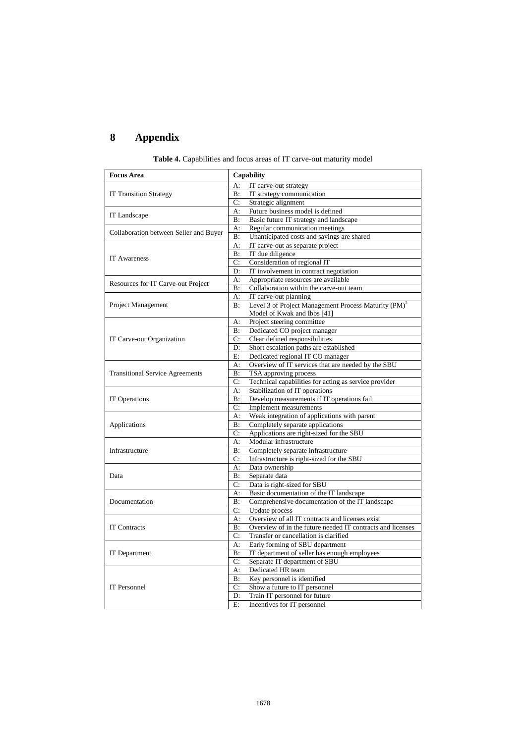# 8 Appendix

**Table 4.** Capabilities and focus areas of IT carve-out maturity model

| Focus Area | Capability |
|---|---|
| IT Transition Strategy | A: IT carve-out strategy |
| | B: IT strategy communication |
| | C: Strategic alignment |
| IT Landscape | A: Future business model is defined |
| | B: Basic future IT strategy and landscape |
| Collaboration between Seller and Buyer | A: Regular communication meetings |
| | B: Unanticipated costs and savings are shared |
| IT Awareness | A: IT carve-out as separate project |
| | B: IT due diligence |
| | C: Consideration of regional IT |
| | D: IT involvement in contract negotiation |
| Resources for IT Carve-out Project | A: Appropriate resources are available |
| | B: Collaboration within the carve-out team |
| Project Management | A: IT carve-out planning |
| | B: Level 3 of Project Management Process Maturity $(PM)^2$ Model of Kwak and Ibbs [41] |
| IT Carve-out Organization | A: Project steering committee |
| | B: Dedicated CO project manager |
| | C: Clear defined responsibilities |
| | D: Short escalation paths are established |
| | E: Dedicated regional IT CO manager |
| Transitional Service Agreements | A: Overview of IT services that are needed by the SBU |
| | B: TSA approving process |
| | C: Technical capabilities for acting as service provider |
| IT Operations | A: Stabilization of IT operations |
| | B: Develop measurements if IT operations fail |
| | C: Implement measurements |
| Applications | A: Weak integration of applications with parent |
| | B: Completely separate applications |
| | C: Applications are right-sized for the SBU |
| Infrastructure | A: Modular infrastructure |
| | B: Completely separate infrastructure |
| | C: Infrastructure is right-sized for the SBU |
| Data | A: Data ownership |
| | B: Separate data |
| | C: Data is right-sized for SBU |
| Documentation | A: Basic documentation of the IT landscape |
| | B: Comprehensive documentation of the IT landscape |
| | C: Update process |
| IT Contracts | A: Overview of all IT contracts and licenses exist |
| | B: Overview of in the future needed IT contracts and licenses |
| | C: Transfer or cancellation is clarified |
| IT Department | A: Early forming of SBU department |
| | B: IT department of seller has enough employees |
| | C: Separate IT department of SBU |
| IT Personnel | A: Dedicated HR team |
| | B: Key personnel is identified |
| | C: Show a future to IT personnel |
| | D: Train IT personnel for future |
| | E: Incentives for IT personnel |